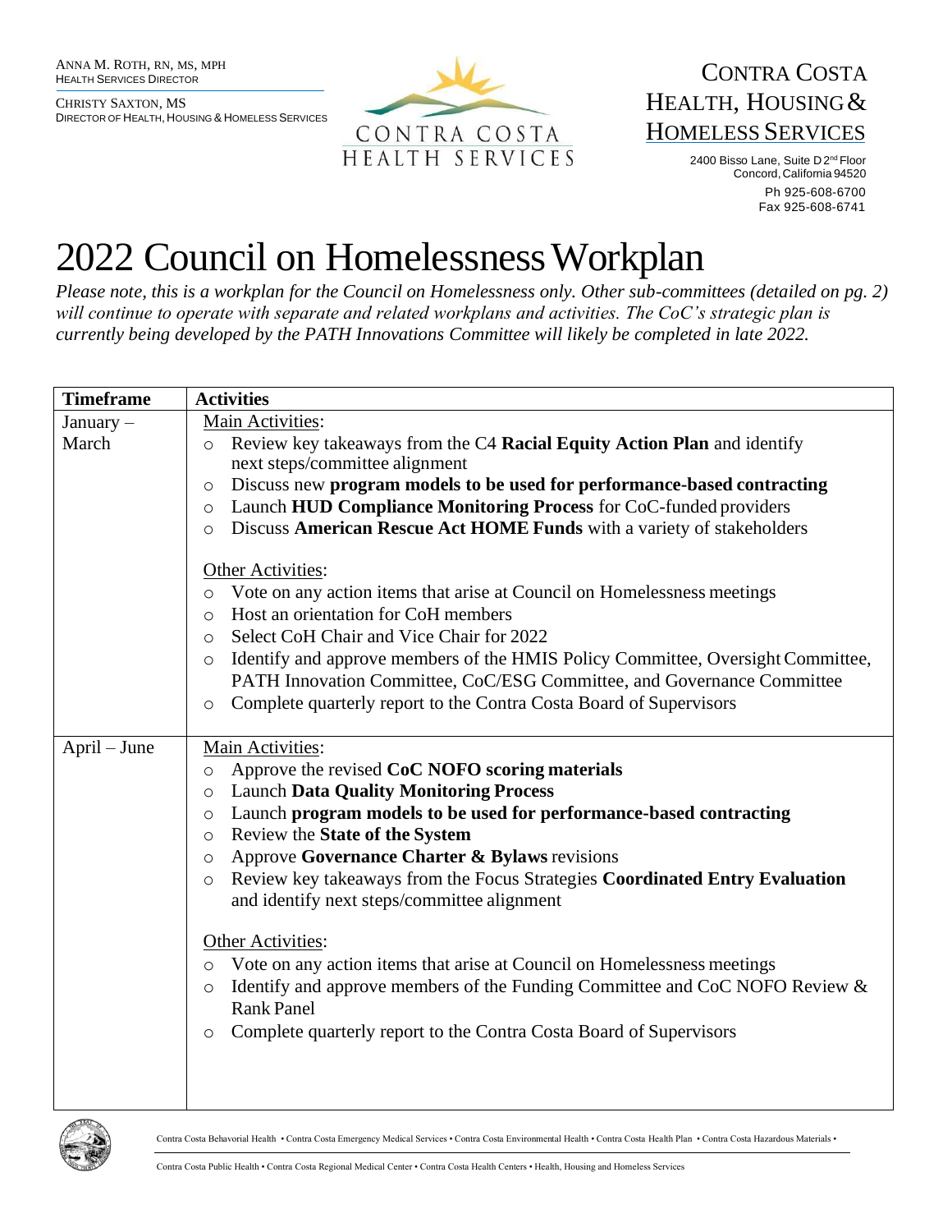ANNA M. ROTH, RN, MS, MPH
HEALTH SERVICES DIRECTOR

CHRISTY SAXTON, MS
DIRECTOR OF HEALTH, HOUSING & HOMELESS SERVICES

CONTRA COSTA HEALTH SERVICES

CONTRA COSTA HEALTH, HOUSING & HOMELESS SERVICES

2400 Bisso Lane, Suite D 2nd Floor
Concord, California 94520
Ph 925-608-6700
Fax 925-608-6741

# 2022 Council on Homelessness Workplan

*Please note, this is a workplan for the Council on Homelessness only. Other sub-committees (detailed on pg. 2) will continue to operate with separate and related workplans and activities. The CoC's strategic plan is currently being developed by the PATH Innovations Committee will likely be completed in late 2022.*

| Timeframe | Activities |
| --- | --- |
| January – March | Main Activities:<br>○ Review key takeaways from the C4 **Racial Equity Action Plan** and identify next steps/committee alignment<br>○ Discuss new **program models to be used for performance-based contracting**<br>○ Launch **HUD Compliance Monitoring Process** for CoC-funded providers<br>○ Discuss **American Rescue Act HOME Funds** with a variety of stakeholders<br><br>Other Activities:<br>○ Vote on any action items that arise at Council on Homelessness meetings<br>○ Host an orientation for CoH members<br>○ Select CoH Chair and Vice Chair for 2022<br>○ Identify and approve members of the HMIS Policy Committee, Oversight Committee, PATH Innovation Committee, CoC/ESG Committee, and Governance Committee<br>○ Complete quarterly report to the Contra Costa Board of Supervisors |
| April – June | Main Activities:<br>○ Approve the revised **CoC NOFO scoring materials**<br>○ Launch **Data Quality Monitoring Process**<br>○ Launch **program models to be used for performance-based contracting**<br>○ Review the **State of the System**<br>○ Approve **Governance Charter & Bylaws** revisions<br>○ Review key takeaways from the Focus Strategies **Coordinated Entry Evaluation** and identify next steps/committee alignment<br><br>Other Activities:<br>○ Vote on any action items that arise at Council on Homelessness meetings<br>○ Identify and approve members of the Funding Committee and CoC NOFO Review & Rank Panel<br>○ Complete quarterly report to the Contra Costa Board of Supervisors |

Contra Costa Behavorial Health • Contra Costa Emergency Medical Services • Contra Costa Environmental Health • Contra Costa Health Plan • Contra Costa Hazardous Materials • Contra Costa Public Health • Contra Costa Regional Medical Center • Contra Costa Health Centers • Health, Housing and Homeless Services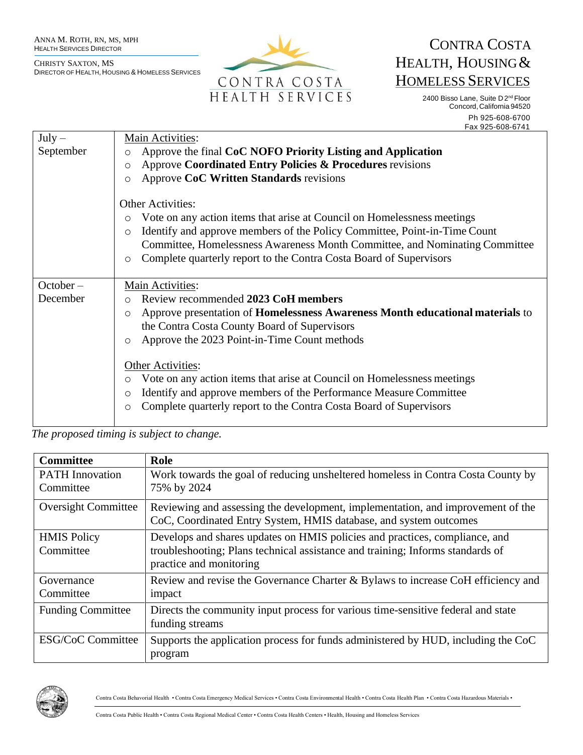| | |
|---|---|
| July – September | Main Activities:<br>○ Approve the final **CoC NOFO Priority Listing and Application**<br>○ Approve **Coordinated Entry Policies & Procedures** revisions<br>○ Approve **CoC Written Standards** revisions<br><br>Other Activities:<br>○ Vote on any action items that arise at Council on Homelessness meetings<br>○ Identify and approve members of the Policy Committee, Point-in-Time Count Committee, Homelessness Awareness Month Committee, and Nominating Committee<br>○ Complete quarterly report to the Contra Costa Board of Supervisors |
| October – December | Main Activities:<br>○ Review recommended **2023 CoH members**<br>○ Approve presentation of **Homelessness Awareness Month educational materials** to the Contra Costa County Board of Supervisors<br>○ Approve the 2023 Point-in-Time Count methods<br><br>Other Activities:<br>○ Vote on any action items that arise at Council on Homelessness meetings<br>○ Identify and approve members of the Performance Measure Committee<br>○ Complete quarterly report to the Contra Costa Board of Supervisors |

*The proposed timing is subject to change.*

| **Committee** | **Role** |
|---|---|
| PATH Innovation Committee | Work towards the goal of reducing unsheltered homeless in Contra Costa County by 75% by 2024 |
| Oversight Committee | Reviewing and assessing the development, implementation, and improvement of the CoC, Coordinated Entry System, HMIS database, and system outcomes |
| HMIS Policy Committee | Develops and shares updates on HMIS policies and practices, compliance, and troubleshooting; Plans technical assistance and training; Informs standards of practice and monitoring |
| Governance Committee | Review and revise the Governance Charter & Bylaws to increase CoH efficiency and impact |
| Funding Committee | Directs the community input process for various time-sensitive federal and state funding streams |
| ESG/CoC Committee | Supports the application process for funds administered by HUD, including the CoC program |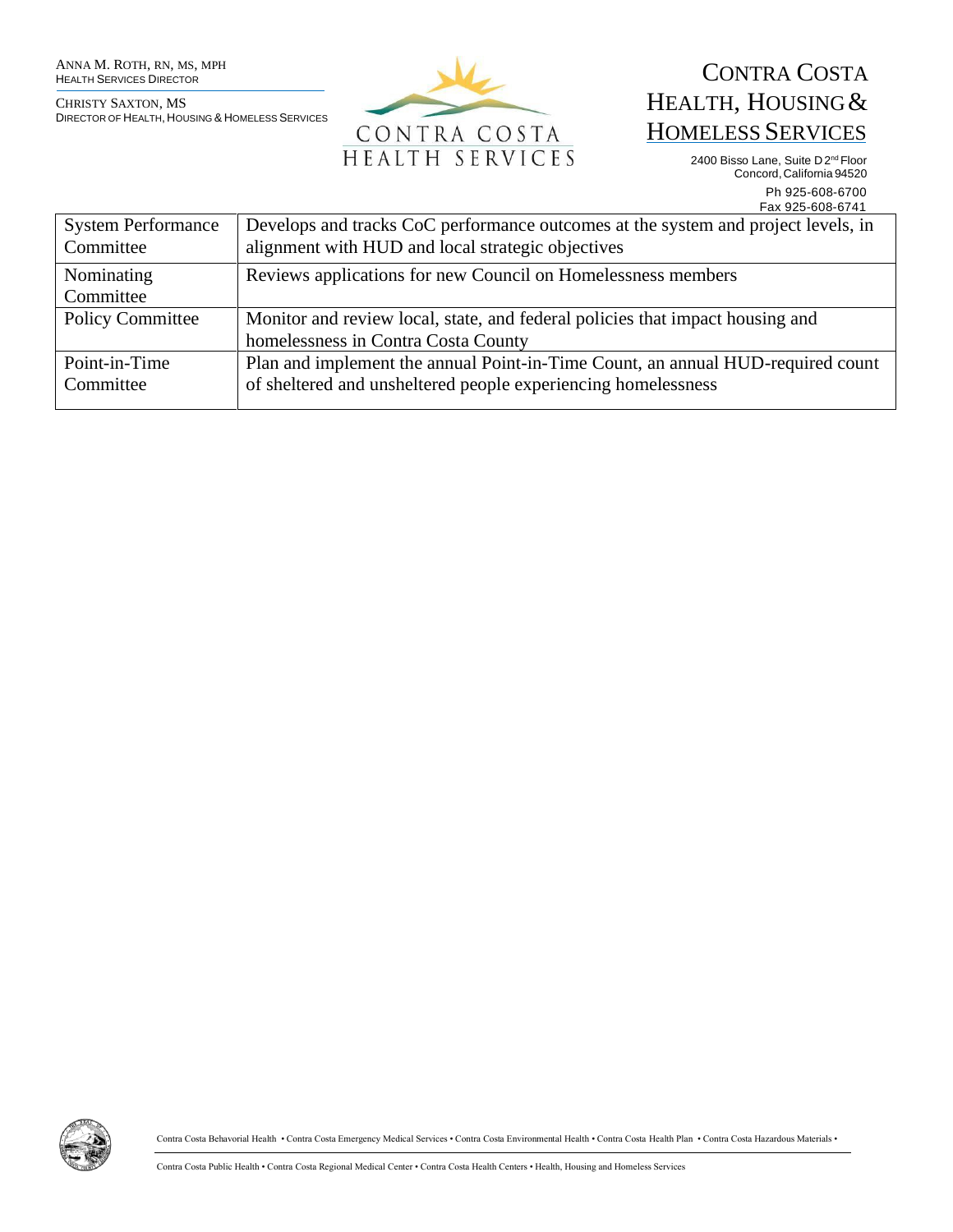| | |
|---|---|
| System Performance Committee | Develops and tracks CoC performance outcomes at the system and project levels, in alignment with HUD and local strategic objectives |
| Nominating Committee | Reviews applications for new Council on Homelessness members |
| Policy Committee | Monitor and review local, state, and federal policies that impact housing and homelessness in Contra Costa County |
| Point-in-Time Committee | Plan and implement the annual Point-in-Time Count, an annual HUD-required count of sheltered and unsheltered people experiencing homelessness |